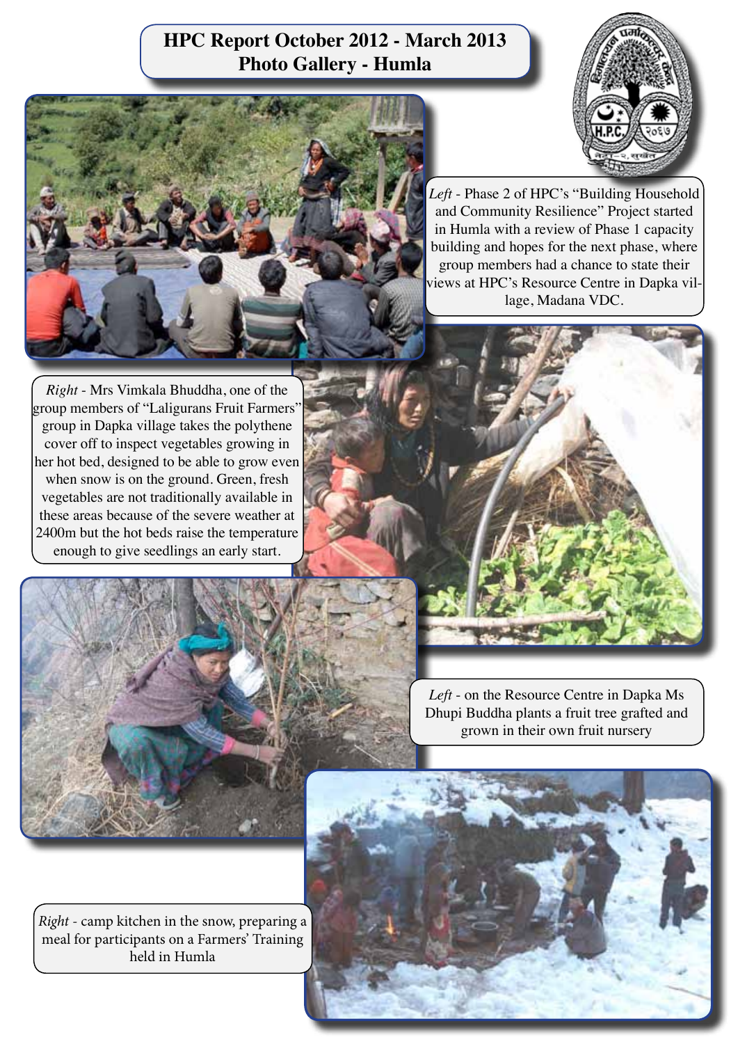# HPC Report October 2012 - March 2013
## Photo Gallery - Humla

*Left* - Phase 2 of HPC's "Building Household and Community Resilience" Project started in Humla with a review of Phase 1 capacity building and hopes for the next phase, where group members had a chance to state their views at HPC's Resource Centre in Dapka village, Madana VDC.

*Right* - Mrs Vimkala Bhuddha, one of the group members of "Laligurans Fruit Farmers" group in Dapka village takes the polythene cover off to inspect vegetables growing in her hot bed, designed to be able to grow even when snow is on the ground. Green, fresh vegetables are not traditionally available in these areas because of the severe weather at 2400m but the hot beds raise the temperature enough to give seedlings an early start.

*Left* - on the Resource Centre in Dapka Ms Dhupi Buddha plants a fruit tree grafted and grown in their own fruit nursery

*Right* - camp kitchen in the snow, preparing a meal for participants on a Farmers' Training held in Humla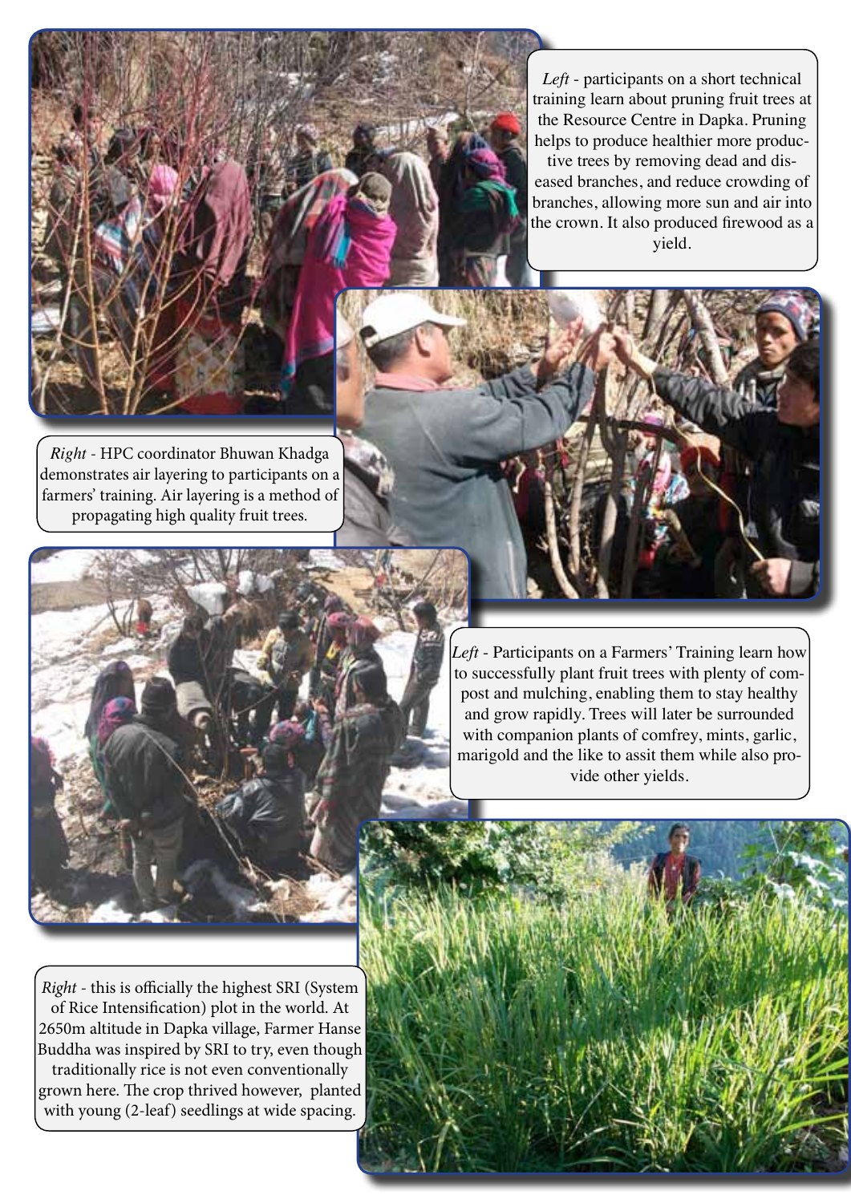*Left* - participants on a short technical training learn about pruning fruit trees at the Resource Centre in Dapka. Pruning helps to produce healthier more productive trees by removing dead and diseased branches, and reduce crowding of branches, allowing more sun and air into the crown. It also produced firewood as a yield.

*Right* - HPC coordinator Bhuwan Khadga demonstrates air layering to participants on a farmers' training. Air layering is a method of propagating high quality fruit trees.

*Left* - Participants on a Farmers' Training learn how to successfully plant fruit trees with plenty of compost and mulching, enabling them to stay healthy and grow rapidly. Trees will later be surrounded with companion plants of comfrey, mints, garlic, marigold and the like to assit them while also provide other yields.

*Right* - this is officially the highest SRI (System of Rice Intensification) plot in the world. At 2650m altitude in Dapka village, Farmer Hanse Buddha was inspired by SRI to try, even though traditionally rice is not even conventionally grown here. The crop thrived however, planted with young (2-leaf) seedlings at wide spacing.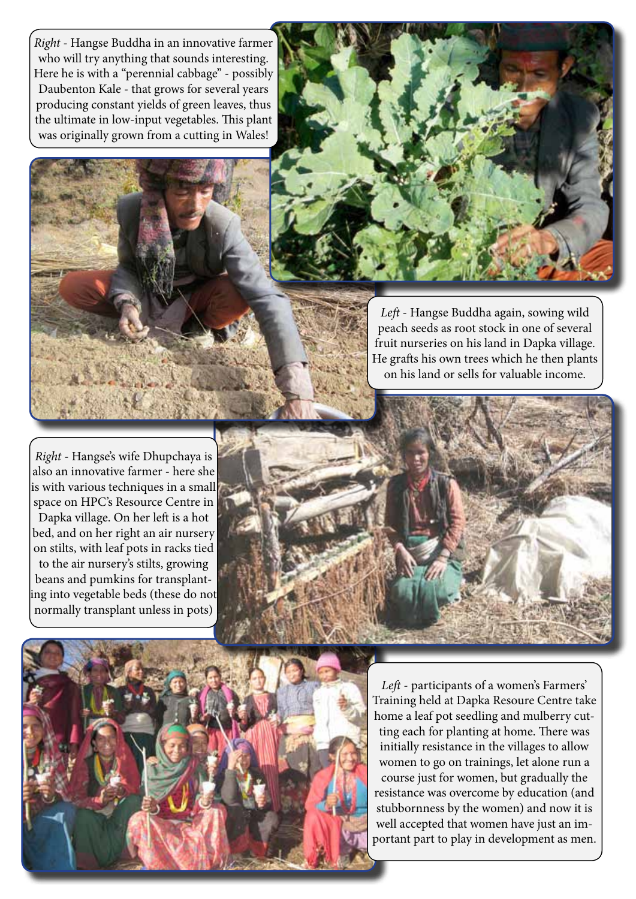*Right* - Hangse Buddha in an innovative farmer who will try anything that sounds interesting. Here he is with a "perennial cabbage" - possibly Daubenton Kale - that grows for several years producing constant yields of green leaves, thus the ultimate in low-input vegetables. This plant was originally grown from a cutting in Wales!

*Left* - Hangse Buddha again, sowing wild peach seeds as root stock in one of several fruit nurseries on his land in Dapka village. He grafts his own trees which he then plants on his land or sells for valuable income.

*Right* - Hangse's wife Dhupchaya is also an innovative farmer - here she is with various techniques in a small space on HPC's Resource Centre in Dapka village. On her left is a hot bed, and on her right an air nursery on stilts, with leaf pots in racks tied to the air nursery's stilts, growing beans and pumkins for transplanting into vegetable beds (these do not normally transplant unless in pots)

*Left* - participants of a women's Farmers' Training held at Dapka Resoure Centre take home a leaf pot seedling and mulberry cutting each for planting at home. There was initially resistance in the villages to allow women to go on trainings, let alone run a course just for women, but gradually the resistance was overcome by education (and stubbornness by the women) and now it is well accepted that women have just an important part to play in development as men.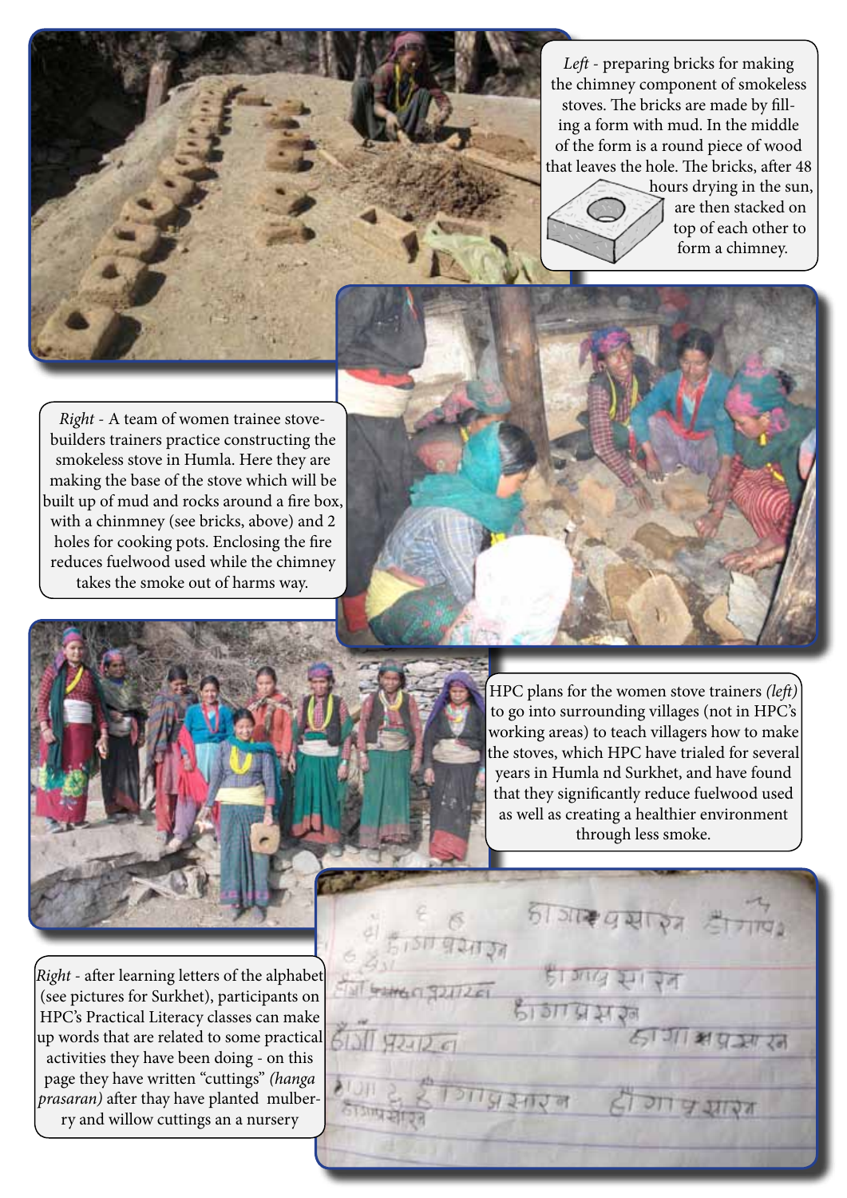*Left* - preparing bricks for making the chimney component of smokeless stoves. The bricks are made by filling a form with mud. In the middle of the form is a round piece of wood that leaves the hole. The bricks, after 48 hours drying in the sun, are then stacked on top of each other to form a chimney.

*Right* - A team of women trainee stove-builders trainers practice constructing the smokeless stove in Humla. Here they are making the base of the stove which will be built up of mud and rocks around a fire box, with a chinmney (see bricks, above) and 2 holes for cooking pots. Enclosing the fire reduces fuelwood used while the chimney takes the smoke out of harms way.

HPC plans for the women stove trainers *(left)* to go into surrounding villages (not in HPC's working areas) to teach villagers how to make the stoves, which HPC have trialed for several years in Humla nd Surkhet, and have found that they significantly reduce fuelwood used as well as creating a healthier environment through less smoke.

*Right* - after learning letters of the alphabet (see pictures for Surkhet), participants on HPC's Practical Literacy classes can make up words that are related to some practical activities they have been doing - on this page they have written "cuttings" *(hanga prasaran)* after thay have planted mulberry and willow cuttings an a nursery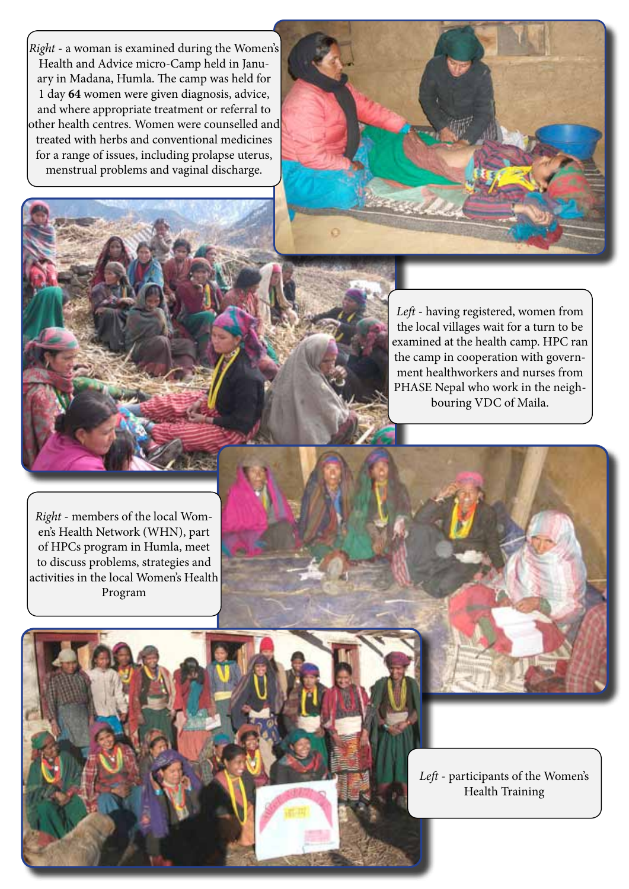*Right* - a woman is examined during the Women's Health and Advice micro-Camp held in January in Madana, Humla. The camp was held for 1 day **64** women were given diagnosis, advice, and where appropriate treatment or referral to other health centres. Women were counselled and treated with herbs and conventional medicines for a range of issues, including prolapse uterus, menstrual problems and vaginal discharge.

*Left* - having registered, women from the local villages wait for a turn to be examined at the health camp. HPC ran the camp in cooperation with government healthworkers and nurses from PHASE Nepal who work in the neighbouring VDC of Maila.

*Right* - members of the local Women's Health Network (WHN), part of HPCs program in Humla, meet to discuss problems, strategies and activities in the local Women's Health Program

*Left* - participants of the Women's Health Training